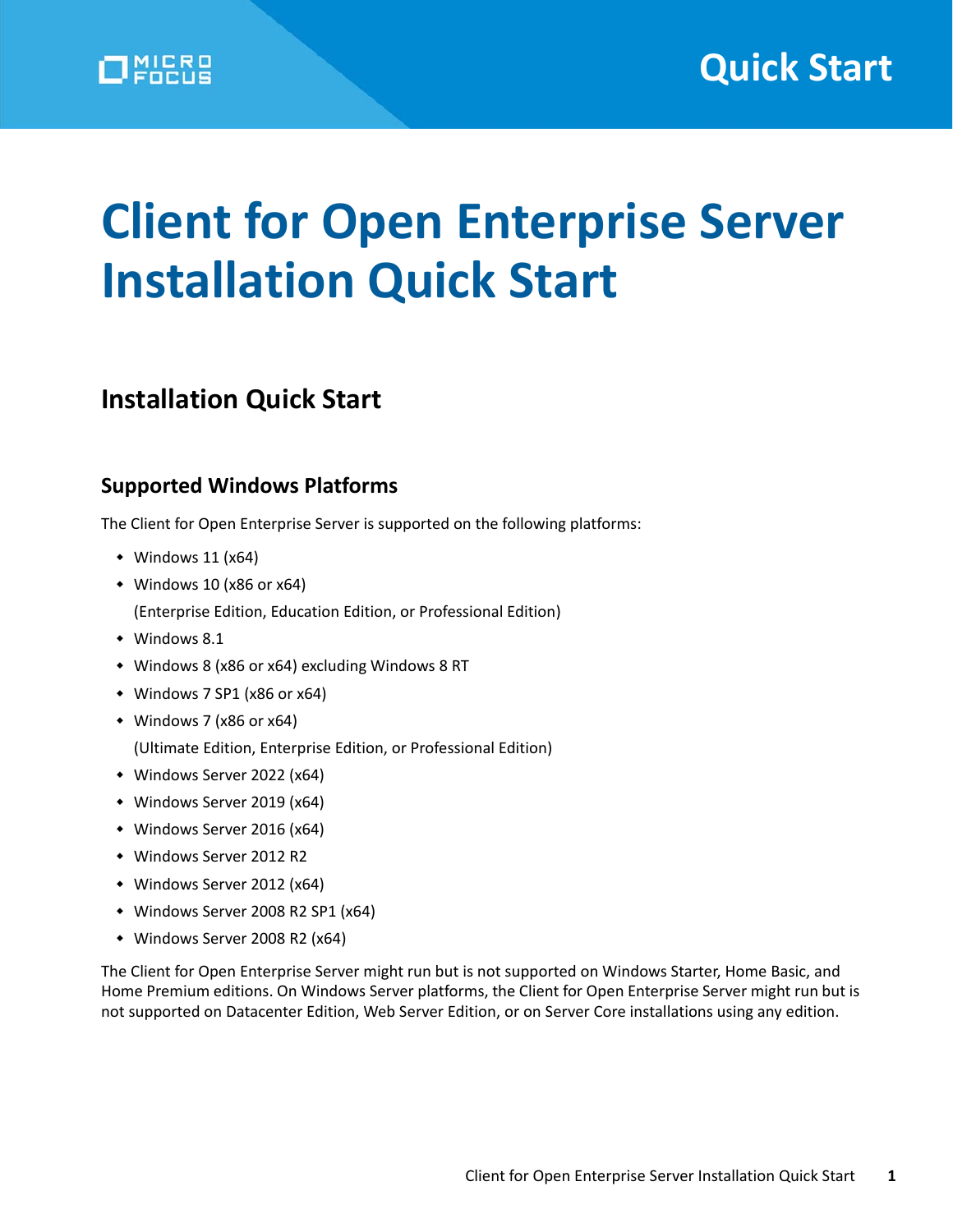# Client for Open Enterprise Server Installation Quick Start

## Installation Quick Start

### Supported Windows Platforms

The Client for Open Enterprise Server is supported on the following platforms:

- Windows 11 (x64)
- Windows 10 (x86 or x64)

  (Enterprise Edition, Education Edition, or Professional Edition)
- Windows 8.1
- Windows 8 (x86 or x64) excluding Windows 8 RT
- Windows 7 SP1 (x86 or x64)
- Windows 7 (x86 or x64)

  (Ultimate Edition, Enterprise Edition, or Professional Edition)
- Windows Server 2022 (x64)
- Windows Server 2019 (x64)
- Windows Server 2016 (x64)
- Windows Server 2012 R2
- Windows Server 2012 (x64)
- Windows Server 2008 R2 SP1 (x64)
- Windows Server 2008 R2 (x64)

The Client for Open Enterprise Server might run but is not supported on Windows Starter, Home Basic, and Home Premium editions. On Windows Server platforms, the Client for Open Enterprise Server might run but is not supported on Datacenter Edition, Web Server Edition, or on Server Core installations using any edition.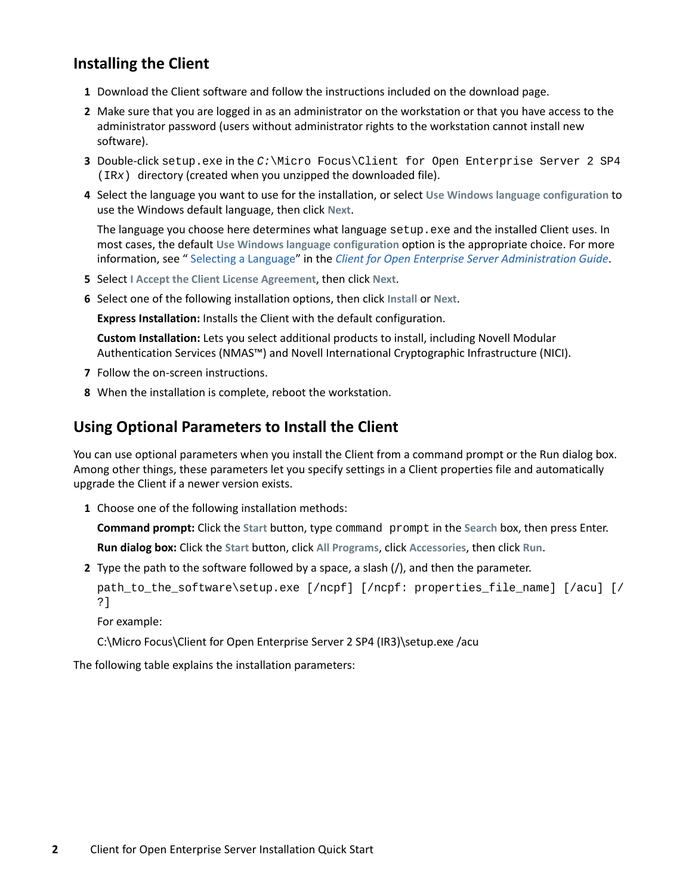## Installing the Client

1. Download the Client software and follow the instructions included on the download page.
2. Make sure that you are logged in as an administrator on the workstation or that you have access to the administrator password (users without administrator rights to the workstation cannot install new software).
3. Double-click `setup.exe` in the `C:\Micro Focus\Client for Open Enterprise Server 2 SP4 (IRx)` directory (created when you unzipped the downloaded file).
4. Select the language you want to use for the installation, or select **Use Windows language configuration** to use the Windows default language, then click **Next**.

   The language you choose here determines what language `setup.exe` and the installed Client uses. In most cases, the default **Use Windows language configuration** option is the appropriate choice. For more information, see " Selecting a Language" in the *Client for Open Enterprise Server Administration Guide*.
5. Select **I Accept the Client License Agreement**, then click **Next**.
6. Select one of the following installation options, then click **Install** or **Next**.

   **Express Installation:** Installs the Client with the default configuration.

   **Custom Installation:** Lets you select additional products to install, including Novell Modular Authentication Services (NMAS™) and Novell International Cryptographic Infrastructure (NICI).
7. Follow the on-screen instructions.
8. When the installation is complete, reboot the workstation.

## Using Optional Parameters to Install the Client

You can use optional parameters when you install the Client from a command prompt or the Run dialog box. Among other things, these parameters let you specify settings in a Client properties file and automatically upgrade the Client if a newer version exists.

1. Choose one of the following installation methods:

   **Command prompt:** Click the **Start** button, type `command prompt` in the **Search** box, then press Enter.

   **Run dialog box:** Click the **Start** button, click **All Programs**, click **Accessories**, then click **Run**.
2. Type the path to the software followed by a space, a slash (/), and then the parameter.

   ```
   path_to_the_software\setup.exe [/ncpf] [/ncpf: properties_file_name] [/acu] [/?]
   ```

   For example:

   C:\Micro Focus\Client for Open Enterprise Server 2 SP4 (IR3)\setup.exe /acu

The following table explains the installation parameters: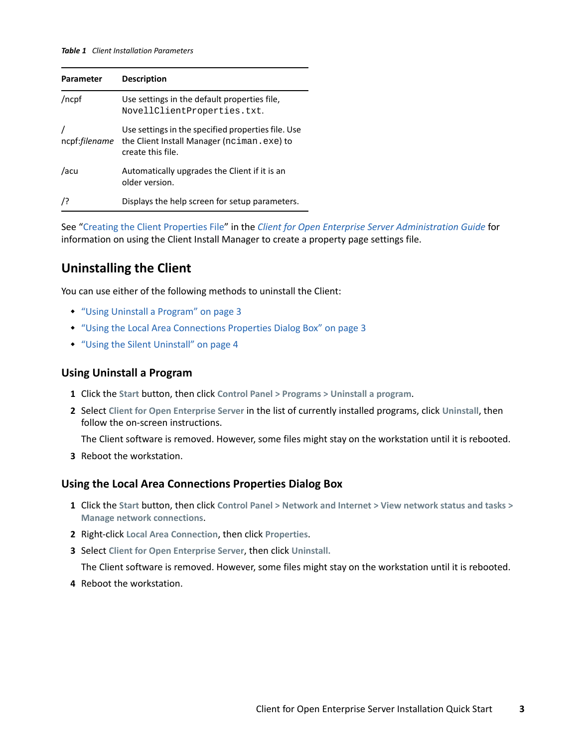*Table 1 Client Installation Parameters*

| Parameter | Description |
|---|---|
| /ncpf | Use settings in the default properties file, `NovellClientProperties.txt`. |
| /ncpf:*filename* | Use settings in the specified properties file. Use the Client Install Manager (`nciman.exe`) to create this file. |
| /acu | Automatically upgrades the Client if it is an older version. |
| /? | Displays the help screen for setup parameters. |

See "Creating the Client Properties File" in the *Client for Open Enterprise Server Administration Guide* for information on using the Client Install Manager to create a property page settings file.

## Uninstalling the Client

You can use either of the following methods to uninstall the Client:

- "Using Uninstall a Program" on page 3
- "Using the Local Area Connections Properties Dialog Box" on page 3
- "Using the Silent Uninstall" on page 4

### Using Uninstall a Program

1. Click the **Start** button, then click **Control Panel > Programs > Uninstall a program**.
2. Select **Client for Open Enterprise Server** in the list of currently installed programs, click **Uninstall**, then follow the on-screen instructions.

   The Client software is removed. However, some files might stay on the workstation until it is rebooted.
3. Reboot the workstation.

### Using the Local Area Connections Properties Dialog Box

1. Click the **Start** button, then click **Control Panel > Network and Internet > View network status and tasks > Manage network connections**.
2. Right-click **Local Area Connection**, then click **Properties**.
3. Select **Client for Open Enterprise Server**, then click **Uninstall.**

   The Client software is removed. However, some files might stay on the workstation until it is rebooted.
4. Reboot the workstation.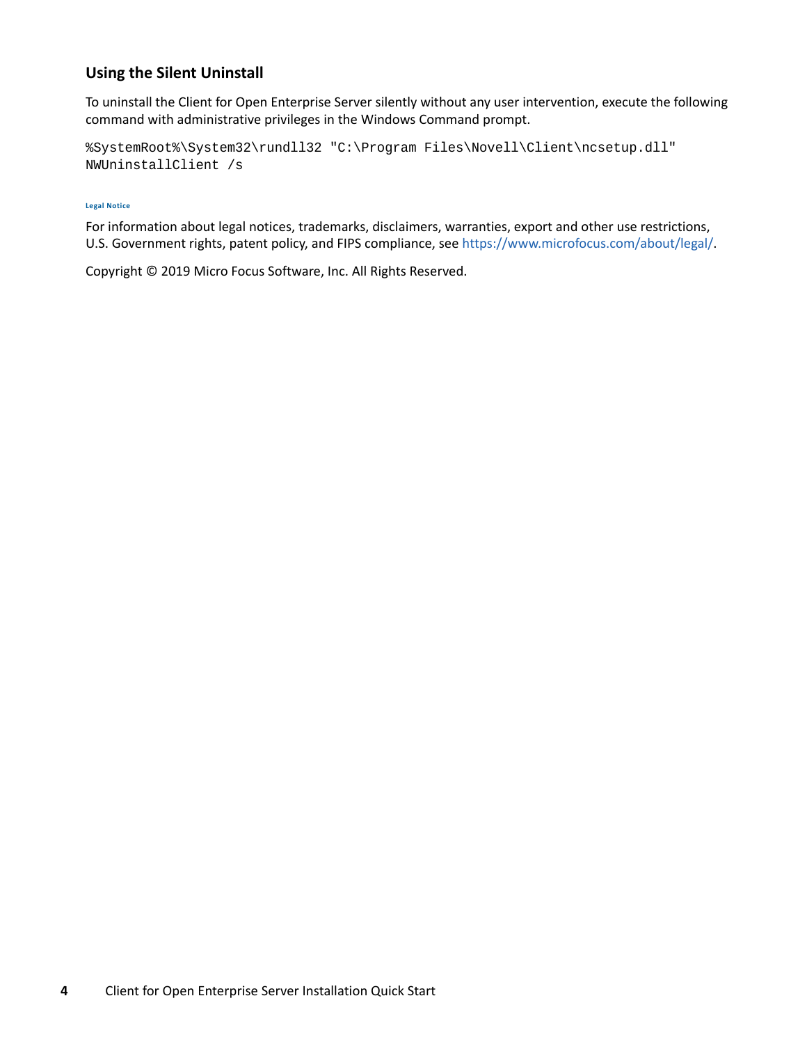### Using the Silent Uninstall

To uninstall the Client for Open Enterprise Server silently without any user intervention, execute the following command with administrative privileges in the Windows Command prompt.

```
%SystemRoot%\System32\rundll32 "C:\Program Files\Novell\Client\ncsetup.dll"
NWUninstallClient /s
```

**Legal Notice**

For information about legal notices, trademarks, disclaimers, warranties, export and other use restrictions, U.S. Government rights, patent policy, and FIPS compliance, see https://www.microfocus.com/about/legal/.

Copyright © 2019 Micro Focus Software, Inc. All Rights Reserved.